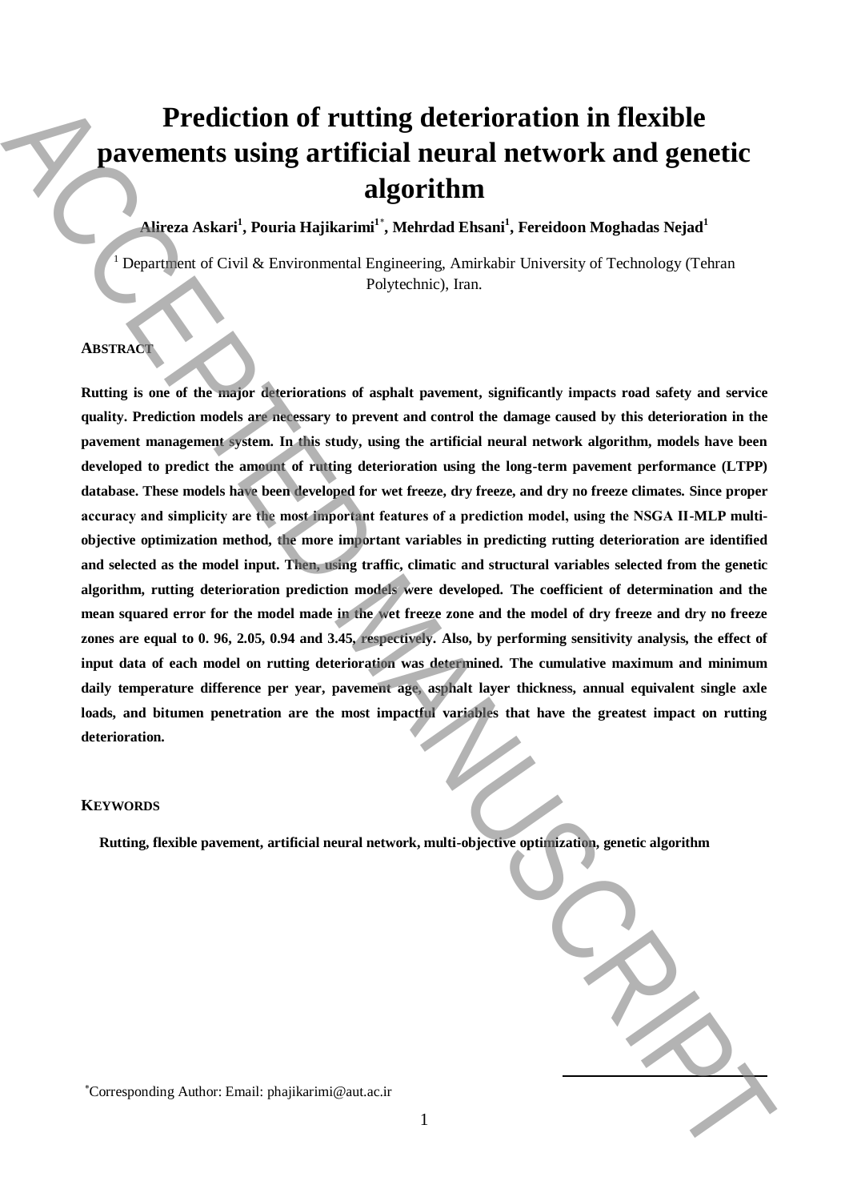# Prediction of rutting deterioration in flexible pavements using artificial neural network and genetic algorithm

**Alireza Askari[1], Pouria Hajikarimi[1*], Mehrdad Ehsani[1], Fereidoon Moghadas Nejad[1]**

[1] Department of Civil & Environmental Engineering, Amirkabir University of Technology (Tehran Polytechnic), Iran.

## ABSTRACT

**Rutting is one of the major deteriorations of asphalt pavement, significantly impacts road safety and service quality. Prediction models are necessary to prevent and control the damage caused by this deterioration in the pavement management system. In this study, using the artificial neural network algorithm, models have been developed to predict the amount of rutting deterioration using the long-term pavement performance (LTPP) database. These models have been developed for wet freeze, dry freeze, and dry no freeze climates. Since proper accuracy and simplicity are the most important features of a prediction model, using the NSGA II-MLP multi-objective optimization method, the more important variables in predicting rutting deterioration are identified and selected as the model input. Then, using traffic, climatic and structural variables selected from the genetic algorithm, rutting deterioration prediction models were developed. The coefficient of determination and the mean squared error for the model made in the wet freeze zone and the model of dry freeze and dry no freeze zones are equal to 0. 96, 2.05, 0.94 and 3.45, respectively. Also, by performing sensitivity analysis, the effect of input data of each model on rutting deterioration was determined. The cumulative maximum and minimum daily temperature difference per year, pavement age, asphalt layer thickness, annual equivalent single axle loads, and bitumen penetration are the most impactful variables that have the greatest impact on rutting deterioration.**

## KEYWORDS

**Rutting, flexible pavement, artificial neural network, multi-objective optimization, genetic algorithm**

*Corresponding Author: Email: phajikarimi@aut.ac.ir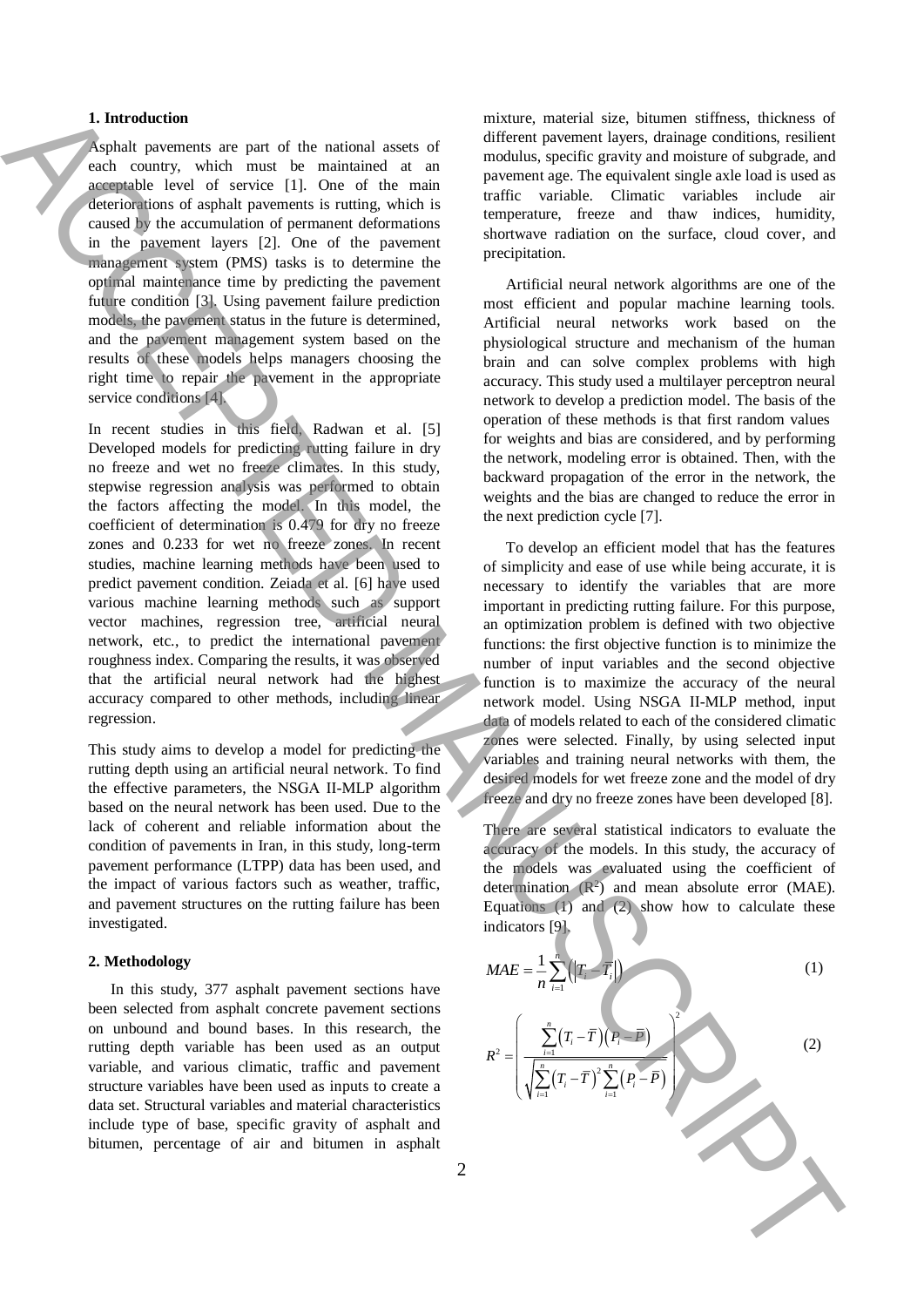## 1. Introduction

Asphalt pavements are part of the national assets of each country, which must be maintained at an acceptable level of service [1]. One of the main deteriorations of asphalt pavements is rutting, which is caused by the accumulation of permanent deformations in the pavement layers [2]. One of the pavement management system (PMS) tasks is to determine the optimal maintenance time by predicting the pavement future condition [3]. Using pavement failure prediction models, the pavement status in the future is determined, and the pavement management system based on the results of these models helps managers choosing the right time to repair the pavement in the appropriate service conditions [4].

In recent studies in this field, Radwan et al. [5] Developed models for predicting rutting failure in dry no freeze and wet no freeze climates. In this study, stepwise regression analysis was performed to obtain the factors affecting the model. In this model, the coefficient of determination is 0.479 for dry no freeze zones and 0.233 for wet no freeze zones. In recent studies, machine learning methods have been used to predict pavement condition. Zeiada et al. [6] have used various machine learning methods such as support vector machines, regression tree, artificial neural network, etc., to predict the international pavement roughness index. Comparing the results, it was observed that the artificial neural network had the highest accuracy compared to other methods, including linear regression.

This study aims to develop a model for predicting the rutting depth using an artificial neural network. To find the effective parameters, the NSGA II-MLP algorithm based on the neural network has been used. Due to the lack of coherent and reliable information about the condition of pavements in Iran, in this study, long-term pavement performance (LTPP) data has been used, and the impact of various factors such as weather, traffic, and pavement structures on the rutting failure has been investigated.

## 2. Methodology

In this study, 377 asphalt pavement sections have been selected from asphalt concrete pavement sections on unbound and bound bases. In this research, the rutting depth variable has been used as an output variable, and various climatic, traffic and pavement structure variables have been used as inputs to create a data set. Structural variables and material characteristics include type of base, specific gravity of asphalt and bitumen, percentage of air and bitumen in asphalt mixture, material size, bitumen stiffness, thickness of different pavement layers, drainage conditions, resilient modulus, specific gravity and moisture of subgrade, and pavement age. The equivalent single axle load is used as traffic variable. Climatic variables include air temperature, freeze and thaw indices, humidity, shortwave radiation on the surface, cloud cover, and precipitation.

Artificial neural network algorithms are one of the most efficient and popular machine learning tools. Artificial neural networks work based on the physiological structure and mechanism of the human brain and can solve complex problems with high accuracy. This study used a multilayer perceptron neural network to develop a prediction model. The basis of the operation of these methods is that first random values for weights and bias are considered, and by performing the network, modeling error is obtained. Then, with the backward propagation of the error in the network, the weights and the bias are changed to reduce the error in the next prediction cycle [7].

To develop an efficient model that has the features of simplicity and ease of use while being accurate, it is necessary to identify the variables that are more important in predicting rutting failure. For this purpose, an optimization problem is defined with two objective functions: the first objective function is to minimize the number of input variables and the second objective function is to maximize the accuracy of the neural network model. Using NSGA II-MLP method, input data of models related to each of the considered climatic zones were selected. Finally, by using selected input variables and training neural networks with them, the desired models for wet freeze zone and the model of dry freeze and dry no freeze zones have been developed [8].

There are several statistical indicators to evaluate the accuracy of the models. In this study, the accuracy of the models was evaluated using the coefficient of determination ($R^2$) and mean absolute error (MAE). Equations (1) and (2) show how to calculate these indicators [9].

$$MAE = \frac{1}{n}\sum_{i=1}^{n}\left(\left|T_i - \overline{T_i}\right|\right) \tag{1}$$

$$R^2 = \left(\frac{\sum_{i=1}^{n}\left(T_i - \overline{T}\right)\left(P_i - \overline{P}\right)}{\sqrt{\sum_{i=1}^{n}\left(T_i - \overline{T}\right)^2 \sum_{i=1}^{n}\left(P_i - \overline{P}\right)}}\right)^2 \tag{2}$$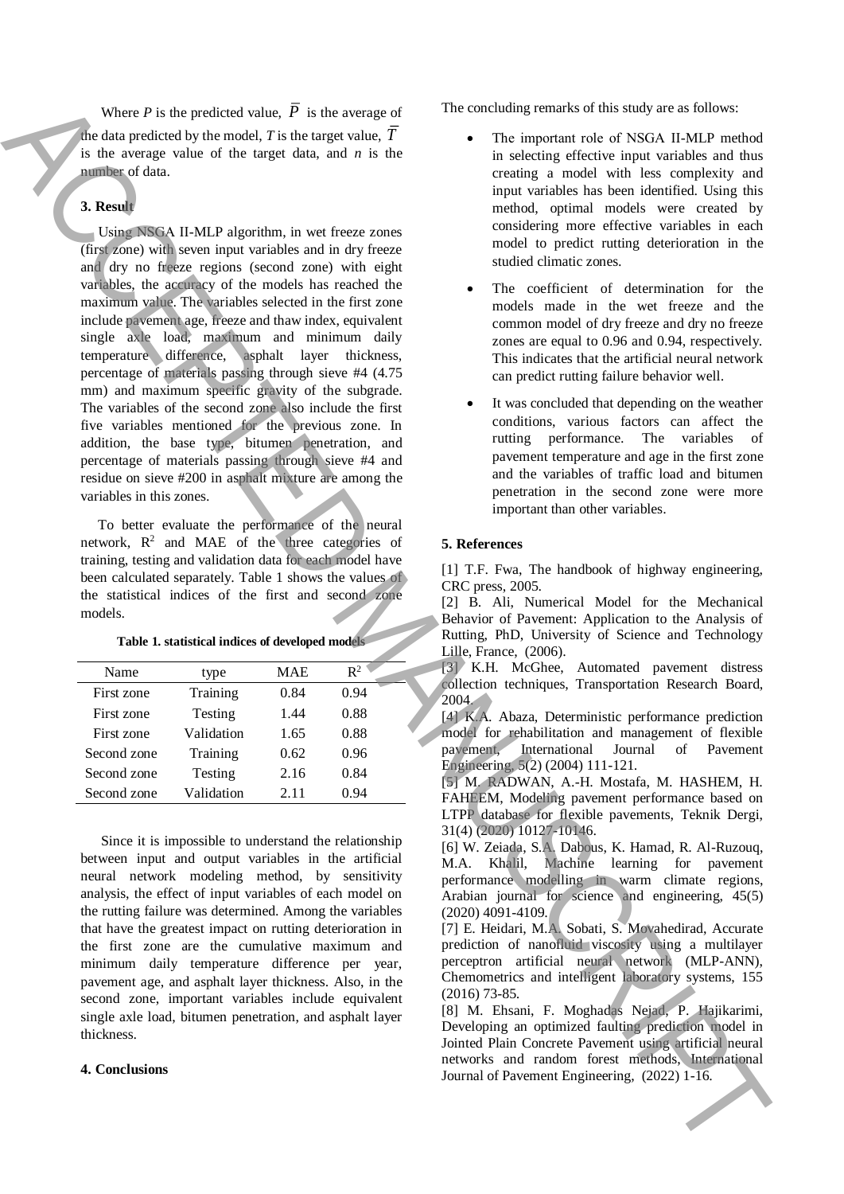Where $P$ is the predicted value, $\overline{P}$ is the average of the data predicted by the model, $T$ is the target value, $\overline{T}$ is the average value of the target data, and $n$ is the number of data.

### 3. Result

Using NSGA II-MLP algorithm, in wet freeze zones (first zone) with seven input variables and in dry freeze and dry no freeze regions (second zone) with eight variables, the accuracy of the models has reached the maximum value. The variables selected in the first zone include pavement age, freeze and thaw index, equivalent single axle load, maximum and minimum daily temperature difference, asphalt layer thickness, percentage of materials passing through sieve #4 (4.75 mm) and maximum specific gravity of the subgrade. The variables of the second zone also include the first five variables mentioned for the previous zone. In addition, the base type, bitumen penetration, and percentage of materials passing through sieve #4 and residue on sieve #200 in asphalt mixture are among the variables in this zones.

To better evaluate the performance of the neural network, $R^2$ and MAE of the three categories of training, testing and validation data for each model have been calculated separately. Table 1 shows the values of the statistical indices of the first and second zone models.

**Table 1. statistical indices of developed models**

| Name | type | MAE | $R^2$ |
|---|---|---|---|
| First zone | Training | 0.84 | 0.94 |
| First zone | Testing | 1.44 | 0.88 |
| First zone | Validation | 1.65 | 0.88 |
| Second zone | Training | 0.62 | 0.96 |
| Second zone | Testing | 2.16 | 0.84 |
| Second zone | Validation | 2.11 | 0.94 |

Since it is impossible to understand the relationship between input and output variables in the artificial neural network modeling method, by sensitivity analysis, the effect of input variables of each model on the rutting failure was determined. Among the variables that have the greatest impact on rutting deterioration in the first zone are the cumulative maximum and minimum daily temperature difference per year, pavement age, and asphalt layer thickness. Also, in the second zone, important variables include equivalent single axle load, bitumen penetration, and asphalt layer thickness.

### 4. Conclusions

The concluding remarks of this study are as follows:

- The important role of NSGA II-MLP method in selecting effective input variables and thus creating a model with less complexity and input variables has been identified. Using this method, optimal models were created by considering more effective variables in each model to predict rutting deterioration in the studied climatic zones.
- The coefficient of determination for the models made in the wet freeze and the common model of dry freeze and dry no freeze zones are equal to 0.96 and 0.94, respectively. This indicates that the artificial neural network can predict rutting failure behavior well.
- It was concluded that depending on the weather conditions, various factors can affect the rutting performance. The variables of pavement temperature and age in the first zone and the variables of traffic load and bitumen penetration in the second zone were more important than other variables.

### 5. References

[1] T.F. Fwa, The handbook of highway engineering, CRC press, 2005.

[2] B. Ali, Numerical Model for the Mechanical Behavior of Pavement: Application to the Analysis of Rutting, PhD, University of Science and Technology Lille, France, (2006).

[3] K.H. McGhee, Automated pavement distress collection techniques, Transportation Research Board, 2004.

[4] K.A. Abaza, Deterministic performance prediction model for rehabilitation and management of flexible pavement, International Journal of Pavement Engineering, 5(2) (2004) 111-121.

[5] M. RADWAN, A.-H. Mostafa, M. HASHEM, H. FAHEEM, Modeling pavement performance based on LTPP database for flexible pavements, Teknik Dergi, 31(4) (2020) 10127-10146.

[6] W. Zeiada, S.A. Dabous, K. Hamad, R. Al-Ruzouq, M.A. Khalil, Machine learning for pavement performance modelling in warm climate regions, Arabian journal for science and engineering, 45(5) (2020) 4091-4109.

[7] E. Heidari, M.A. Sobati, S. Movahedirad, Accurate prediction of nanofluid viscosity using a multilayer perceptron artificial neural network (MLP-ANN), Chemometrics and intelligent laboratory systems, 155 (2016) 73-85.

[8] M. Ehsani, F. Moghadas Nejad, P. Hajikarimi, Developing an optimized faulting prediction model in Jointed Plain Concrete Pavement using artificial neural networks and random forest methods, International Journal of Pavement Engineering, (2022) 1-16.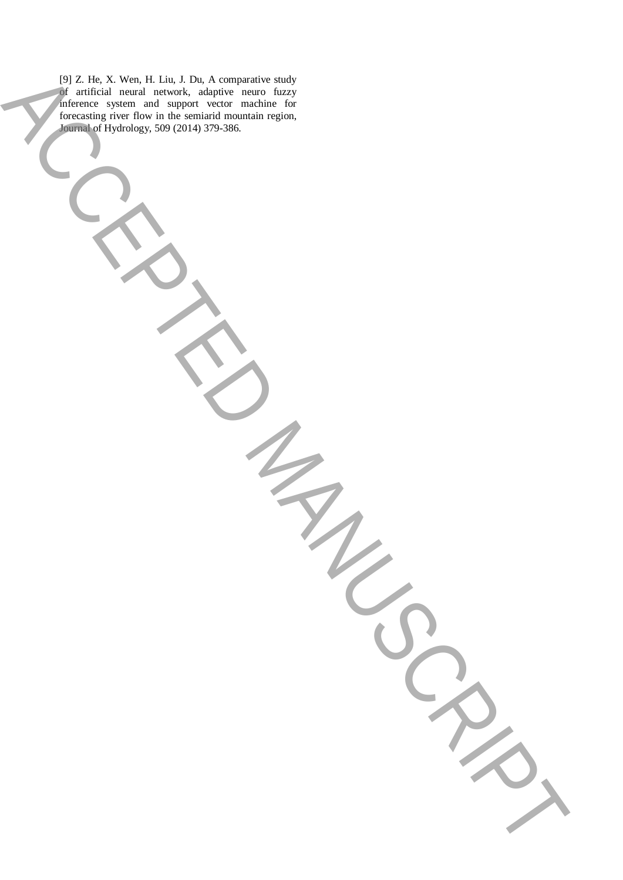[9] Z. He, X. Wen, H. Liu, J. Du, A comparative study of artificial neural network, adaptive neuro fuzzy inference system and support vector machine for forecasting river flow in the semiarid mountain region, Journal of Hydrology, 509 (2014) 379-386.